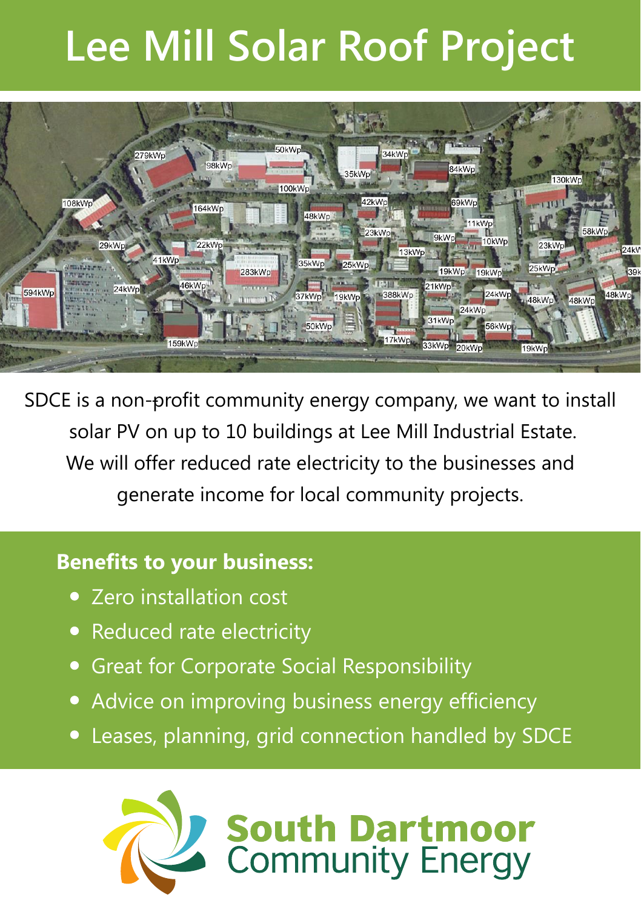# Lee Mill Solar Roof Project

SDCE is a non-profit community energy company, we want to install solar PV on up to 10 buildings at Lee Mill Industrial Estate. We will offer reduced rate electricity to the businesses and generate income for local community projects.

**Benefits to your business:**

- Zero installation cost
- Reduced rate electricity
- Great for Corporate Social Responsibility
- Advice on improving business energy efficiency
- Leases, planning, grid connection handled by SDCE

South Dartmoor Community Energy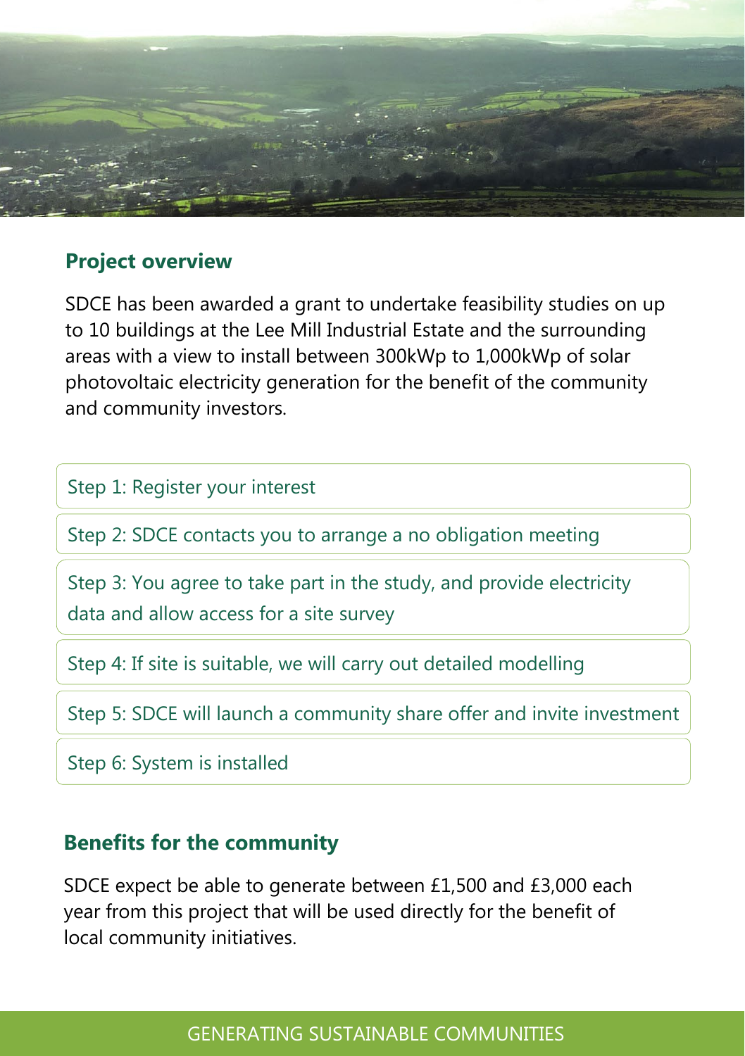## Project overview

SDCE has been awarded a grant to undertake feasibility studies on up to 10 buildings at the Lee Mill Industrial Estate and the surrounding areas with a view to install between 300kWp to 1,000kWp of solar photovoltaic electricity generation for the benefit of the community and community investors.

Step 1: Register your interest

Step 2: SDCE contacts you to arrange a no obligation meeting

Step 3: You agree to take part in the study, and provide electricity data and allow access for a site survey

Step 4: If site is suitable, we will carry out detailed modelling

Step 5: SDCE will launch a community share offer and invite investment

Step 6: System is installed

## Benefits for the community

SDCE expect be able to generate between £1,500 and £3,000 each year from this project that will be used directly for the benefit of local community initiatives.

GENERATING SUSTAINABLE COMMUNITIES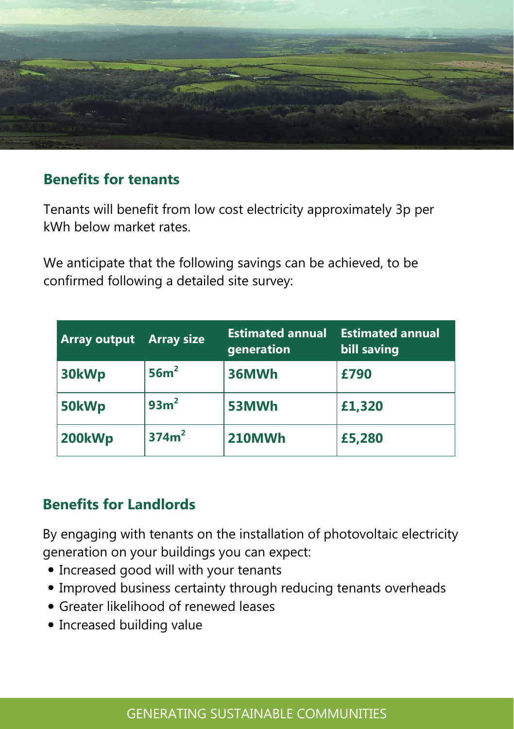## Benefits for tenants

Tenants will benefit from low cost electricity approximately 3p per kWh below market rates.

We anticipate that the following savings can be achieved, to be confirmed following a detailed site survey:

| Array output | Array size | Estimated annual generation | Estimated annual bill saving |
|---|---|---|---|
| **30kWp** | **56m$^2$** | **36MWh** | **£790** |
| **50kWp** | **93m$^2$** | **53MWh** | **£1,320** |
| **200kWp** | **374m$^2$** | **210MWh** | **£5,280** |

## Benefits for Landlords

By engaging with tenants on the installation of photovoltaic electricity generation on your buildings you can expect:

- Increased good will with your tenants
- Improved business certainty through reducing tenants overheads
- Greater likelihood of renewed leases
- Increased building value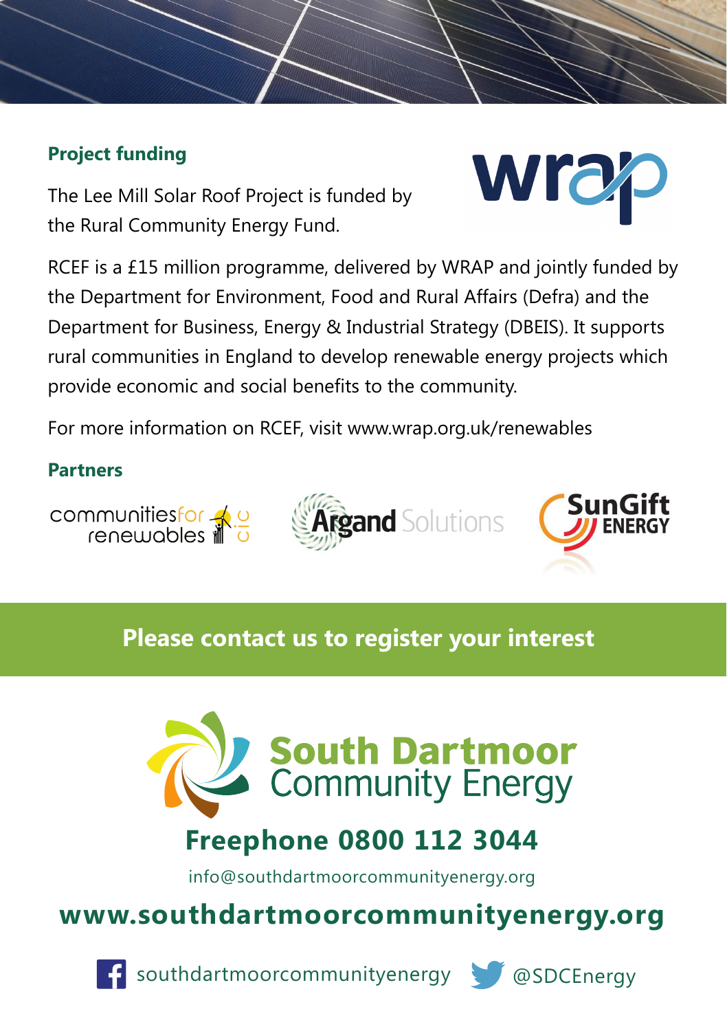## Project funding

The Lee Mill Solar Roof Project is funded by the Rural Community Energy Fund.

RCEF is a £15 million programme, delivered by WRAP and jointly funded by the Department for Environment, Food and Rural Affairs (Defra) and the Department for Business, Energy & Industrial Strategy (DBEIS). It supports rural communities in England to develop renewable energy projects which provide economic and social benefits to the community.

For more information on RCEF, visit www.wrap.org.uk/renewables

## Partners

communitiesfor renewables cic

Argand Solutions

SunGift ENERGY

**Please contact us to register your interest**

**South Dartmoor Community Energy**

**Freephone 0800 112 3044**

info@southdartmoorcommunityenergy.org

**www.southdartmoorcommunityenergy.org**

southdartmoorcommunityenergy

@SDCEnergy